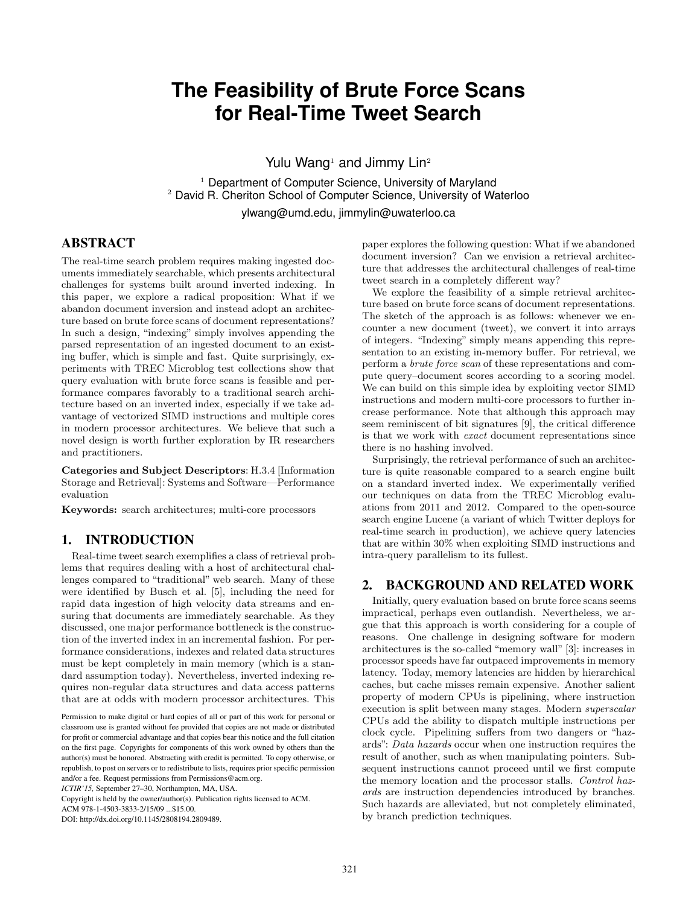# The Feasibility of Brute Force Scans for Real-Time Tweet Search

Yulu Wang[1] and Jimmy Lin[2]

[1] Department of Computer Science, University of Maryland
[2] David R. Cheriton School of Computer Science, University of Waterloo

ylwang@umd.edu, jimmylin@uwaterloo.ca

## ABSTRACT

The real-time search problem requires making ingested documents immediately searchable, which presents architectural challenges for systems built around inverted indexing. In this paper, we explore a radical proposition: What if we abandon document inversion and instead adopt an architecture based on brute force scans of document representations? In such a design, "indexing" simply involves appending the parsed representation of an ingested document to an existing buffer, which is simple and fast. Quite surprisingly, experiments with TREC Microblog test collections show that query evaluation with brute force scans is feasible and performance compares favorably to a traditional search architecture based on an inverted index, especially if we take advantage of vectorized SIMD instructions and multiple cores in modern processor architectures. We believe that such a novel design is worth further exploration by IR researchers and practitioners.

**Categories and Subject Descriptors**: H.3.4 [Information Storage and Retrieval]: Systems and Software—Performance evaluation

**Keywords:** search architectures; multi-core processors

## 1. INTRODUCTION

Real-time tweet search exemplifies a class of retrieval problems that requires dealing with a host of architectural challenges compared to "traditional" web search. Many of these were identified by Busch et al. [5], including the need for rapid data ingestion of high velocity data streams and ensuring that documents are immediately searchable. As they discussed, one major performance bottleneck is the construction of the inverted index in an incremental fashion. For performance considerations, indexes and related data structures must be kept completely in main memory (which is a standard assumption today). Nevertheless, inverted indexing requires non-regular data structures and data access patterns that are at odds with modern processor architectures. This paper explores the following question: What if we abandoned document inversion? Can we envision a retrieval architecture that addresses the architectural challenges of real-time tweet search in a completely different way?

We explore the feasibility of a simple retrieval architecture based on brute force scans of document representations. The sketch of the approach is as follows: whenever we encounter a new document (tweet), we convert it into arrays of integers. "Indexing" simply means appending this representation to an existing in-memory buffer. For retrieval, we perform a *brute force scan* of these representations and compute query–document scores according to a scoring model. We can build on this simple idea by exploiting vector SIMD instructions and modern multi-core processors to further increase performance. Note that although this approach may seem reminiscent of bit signatures [9], the critical difference is that we work with *exact* document representations since there is no hashing involved.

Surprisingly, the retrieval performance of such an architecture is quite reasonable compared to a search engine built on a standard inverted index. We experimentally verified our techniques on data from the TREC Microblog evaluations from 2011 and 2012. Compared to the open-source search engine Lucene (a variant of which Twitter deploys for real-time search in production), we achieve query latencies that are within 30% when exploiting SIMD instructions and intra-query parallelism to its fullest.

## 2. BACKGROUND AND RELATED WORK

Initially, query evaluation based on brute force scans seems impractical, perhaps even outlandish. Nevertheless, we argue that this approach is worth considering for a couple of reasons. One challenge in designing software for modern architectures is the so-called "memory wall" [3]: increases in processor speeds have far outpaced improvements in memory latency. Today, memory latencies are hidden by hierarchical caches, but cache misses remain expensive. Another salient property of modern CPUs is pipelining, where instruction execution is split between many stages. Modern *superscalar* CPUs add the ability to dispatch multiple instructions per clock cycle. Pipelining suffers from two dangers or "hazards": *Data hazards* occur when one instruction requires the result of another, such as when manipulating pointers. Subsequent instructions cannot proceed until we first compute the memory location and the processor stalls. *Control hazards* are instruction dependencies introduced by branches. Such hazards are alleviated, but not completely eliminated, by branch prediction techniques.

Permission to make digital or hard copies of all or part of this work for personal or classroom use is granted without fee provided that copies are not made or distributed for profit or commercial advantage and that copies bear this notice and the full citation on the first page. Copyrights for components of this work owned by others than the author(s) must be honored. Abstracting with credit is permitted. To copy otherwise, or republish, to post on servers or to redistribute to lists, requires prior specific permission and/or a fee. Request permissions from Permissions@acm.org.
*ICTIR'15,* September 27–30, Northampton, MA, USA.
Copyright is held by the owner/author(s). Publication rights licensed to ACM.
ACM 978-1-4503-3833-2/15/09 ...$15.00.
DOI: http://dx.doi.org/10.1145/2808194.2809489.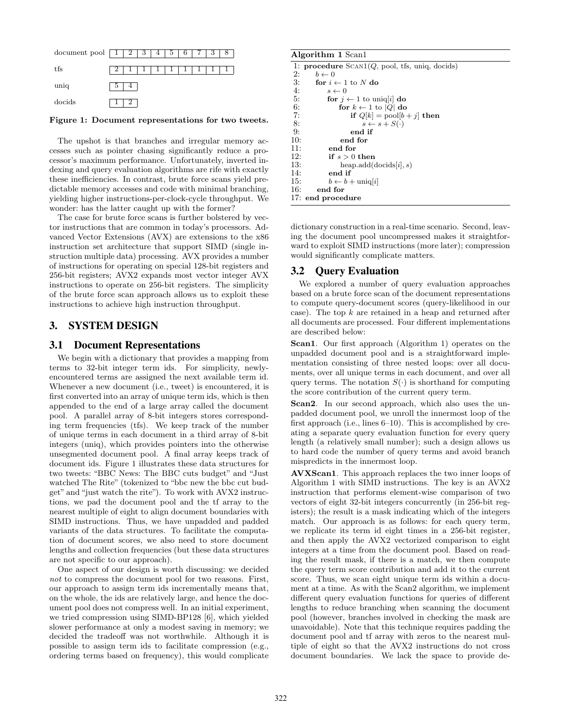| document pool | 1 | 2 | 3 | 4 | 5 | 6 | 7 | 3 | 8 |
|---|---|---|---|---|---|---|---|---|---|
| tfs | 2 | 1 | 1 | 1 | 1 | 1 | 1 | 1 | 1 |
| uniq | 5 | 4 | | | | | | | |
| docids | 1 | 2 | | | | | | | |

**Figure 1: Document representations for two tweets.**

The upshot is that branches and irregular memory accesses such as pointer chasing significantly reduce a processor's maximum performance. Unfortunately, inverted indexing and query evaluation algorithms are rife with exactly these inefficiencies. In contrast, brute force scans yield predictable memory accesses and code with minimal branching, yielding higher instructions-per-clock-cycle throughput. We wonder: has the latter caught up with the former?

The case for brute force scans is further bolstered by vector instructions that are common in today's processors. Advanced Vector Extensions (AVX) are extensions to the x86 instruction set architecture that support SIMD (single instruction multiple data) processing. AVX provides a number of instructions for operating on special 128-bit registers and 256-bit registers; AVX2 expands most vector integer AVX instructions to operate on 256-bit registers. The simplicity of the brute force scan approach allows us to exploit these instructions to achieve high instruction throughput.

## 3. SYSTEM DESIGN

### 3.1 Document Representations

We begin with a dictionary that provides a mapping from terms to 32-bit integer term ids. For simplicity, newly-encountered terms are assigned the next available term id. Whenever a new document (i.e., tweet) is encountered, it is first converted into an array of unique term ids, which is then appended to the end of a large array called the document pool. A parallel array of 8-bit integers stores corresponding term frequencies (tfs). We keep track of the number of unique terms in each document in a third array of 8-bit integers (uniq), which provides pointers into the otherwise unsegmented document pool. A final array keeps track of document ids. Figure 1 illustrates these data structures for two tweets: "BBC News: The BBC cuts budget" and "Just watched The Rite" (tokenized to "bbc new the bbc cut budget" and "just watch the rite"). To work with AVX2 instructions, we pad the document pool and the tf array to the nearest multiple of eight to align document boundaries with SIMD instructions. Thus, we have unpadded and padded variants of the data structures. To facilitate the computation of document scores, we also need to store document lengths and collection frequencies (but these data structures are not specific to our approach).

One aspect of our design is worth discussing: we decided *not* to compress the document pool for two reasons. First, our approach to assign term ids incrementally means that, on the whole, the ids are relatively large, and hence the document pool does not compress well. In an initial experiment, we tried compression using SIMD-BP128 [6], which yielded slower performance at only a modest saving in memory; we decided the tradeoff was not worthwhile. Although it is possible to assign term ids to facilitate compression (e.g., ordering terms based on frequency), this would complicate dictionary construction in a real-time scenario. Second, leaving the document pool uncompressed makes it straightforward to exploit SIMD instructions (more later); compression would significantly complicate matters.

**Algorithm 1** Scan1

```
 1: procedure SCAN1(Q, pool, tfs, uniq, docids)
 2:     b ← 0
 3:     for i ← 1 to N do
 4:         s ← 0
 5:         for j ← 1 to uniq[i] do
 6:             for k ← 1 to |Q| do
 7:                 if Q[k] = pool[b + j] then
 8:                     s ← s + S(·)
 9:                 end if
10:             end for
11:         end for
12:         if s > 0 then
13:             heap.add(docids[i], s)
14:         end if
15:         b ← b + uniq[i]
16:     end for
17: end procedure
```

### 3.2 Query Evaluation

We explored a number of query evaluation approaches based on a brute force scan of the document representations to compute query-document scores (query-likelihood in our case). The top $k$ are retained in a heap and returned after all documents are processed. Four different implementations are described below:

**Scan1**. Our first approach (Algorithm 1) operates on the unpadded document pool and is a straightforward implementation consisting of three nested loops: over all documents, over all unique terms in each document, and over all query terms. The notation $S(\cdot)$ is shorthand for computing the score contribution of the current query term.

**Scan2**. In our second approach, which also uses the unpadded document pool, we unroll the innermost loop of the first approach (i.e., lines 6–10). This is accomplished by creating a separate query evaluation function for every query length (a relatively small number); such a design allows us to hard code the number of query terms and avoid branch mispredicts in the innermost loop.

**AVXScan1**. This approach replaces the two inner loops of Algorithm 1 with SIMD instructions. The key is an AVX2 instruction that performs element-wise comparison of two vectors of eight 32-bit integers concurrently (in 256-bit registers); the result is a mask indicating which of the integers match. Our approach is as follows: for each query term, we replicate its term id eight times in a 256-bit register, and then apply the AVX2 vectorized comparison to eight integers at a time from the document pool. Based on reading the result mask, if there is a match, we then compute the query term score contribution and add it to the current score. Thus, we scan eight unique term ids within a document at a time. As with the Scan2 algorithm, we implement different query evaluation functions for queries of different lengths to reduce branching when scanning the document pool (however, branches involved in checking the mask are unavoidable). Note that this technique requires padding the document pool and tf array with zeros to the nearest multiple of eight so that the AVX2 instructions do not cross document boundaries. We lack the space to provide de-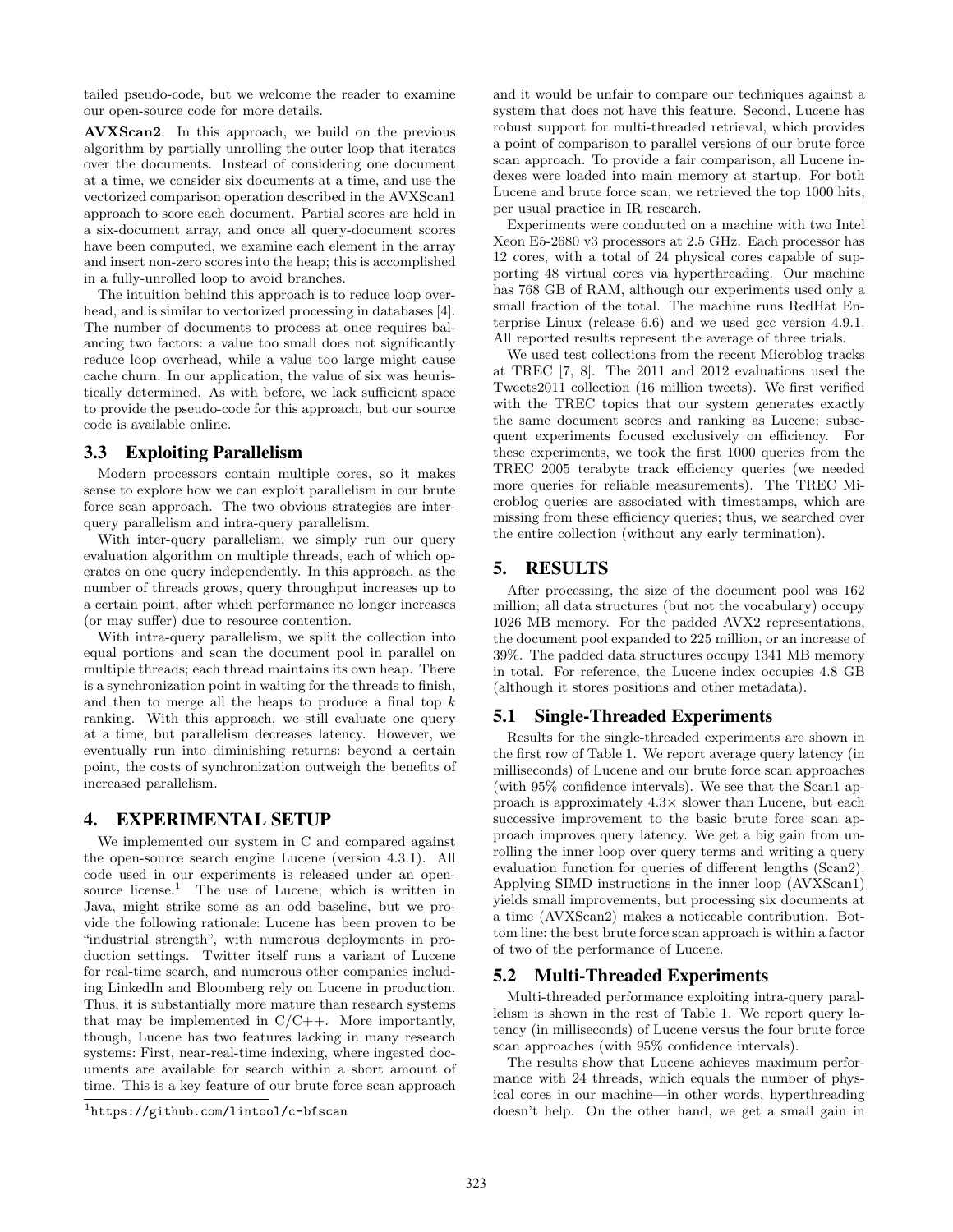tailed pseudo-code, but we welcome the reader to examine our open-source code for more details.

**AVXScan2**. In this approach, we build on the previous algorithm by partially unrolling the outer loop that iterates over the documents. Instead of considering one document at a time, we consider six documents at a time, and use the vectorized comparison operation described in the AVXScan1 approach to score each document. Partial scores are held in a six-document array, and once all query-document scores have been computed, we examine each element in the array and insert non-zero scores into the heap; this is accomplished in a fully-unrolled loop to avoid branches.

The intuition behind this approach is to reduce loop overhead, and is similar to vectorized processing in databases [4]. The number of documents to process at once requires balancing two factors: a value too small does not significantly reduce loop overhead, while a value too large might cause cache churn. In our application, the value of six was heuristically determined. As with before, we lack sufficient space to provide the pseudo-code for this approach, but our source code is available online.

## 3.3 Exploiting Parallelism

Modern processors contain multiple cores, so it makes sense to explore how we can exploit parallelism in our brute force scan approach. The two obvious strategies are inter-query parallelism and intra-query parallelism.

With inter-query parallelism, we simply run our query evaluation algorithm on multiple threads, each of which operates on one query independently. In this approach, as the number of threads grows, query throughput increases up to a certain point, after which performance no longer increases (or may suffer) due to resource contention.

With intra-query parallelism, we split the collection into equal portions and scan the document pool in parallel on multiple threads; each thread maintains its own heap. There is a synchronization point in waiting for the threads to finish, and then to merge all the heaps to produce a final top $k$ ranking. With this approach, we still evaluate one query at a time, but parallelism decreases latency. However, we eventually run into diminishing returns: beyond a certain point, the costs of synchronization outweigh the benefits of increased parallelism.

# 4. EXPERIMENTAL SETUP

We implemented our system in C and compared against the open-source search engine Lucene (version 4.3.1). All code used in our experiments is released under an open-source license.[1] The use of Lucene, which is written in Java, might strike some as an odd baseline, but we provide the following rationale: Lucene has been proven to be "industrial strength", with numerous deployments in production settings. Twitter itself runs a variant of Lucene for real-time search, and numerous other companies including LinkedIn and Bloomberg rely on Lucene in production. Thus, it is substantially more mature than research systems that may be implemented in C/C++. More importantly, though, Lucene has two features lacking in many research systems: First, near-real-time indexing, where ingested documents are available for search within a short amount of time. This is a key feature of our brute force scan approach and it would be unfair to compare our techniques against a system that does not have this feature. Second, Lucene has robust support for multi-threaded retrieval, which provides a point of comparison to parallel versions of our brute force scan approach. To provide a fair comparison, all Lucene indexes were loaded into main memory at startup. For both Lucene and brute force scan, we retrieved the top 1000 hits, per usual practice in IR research.

Experiments were conducted on a machine with two Intel Xeon E5-2680 v3 processors at 2.5 GHz. Each processor has 12 cores, with a total of 24 physical cores capable of supporting 48 virtual cores via hyperthreading. Our machine has 768 GB of RAM, although our experiments used only a small fraction of the total. The machine runs RedHat Enterprise Linux (release 6.6) and we used gcc version 4.9.1. All reported results represent the average of three trials.

We used test collections from the recent Microblog tracks at TREC [7, 8]. The 2011 and 2012 evaluations used the Tweets2011 collection (16 million tweets). We first verified with the TREC topics that our system generates exactly the same document scores and ranking as Lucene; subsequent experiments focused exclusively on efficiency. For these experiments, we took the first 1000 queries from the TREC 2005 terabyte track efficiency queries (we needed more queries for reliable measurements). The TREC Microblog queries are associated with timestamps, which are missing from these efficiency queries; thus, we searched over the entire collection (without any early termination).

# 5. RESULTS

After processing, the size of the document pool was 162 million; all data structures (but not the vocabulary) occupy 1026 MB memory. For the padded AVX2 representations, the document pool expanded to 225 million, or an increase of 39%. The padded data structures occupy 1341 MB memory in total. For reference, the Lucene index occupies 4.8 GB (although it stores positions and other metadata).

## 5.1 Single-Threaded Experiments

Results for the single-threaded experiments are shown in the first row of Table 1. We report average query latency (in milliseconds) of Lucene and our brute force scan approaches (with 95% confidence intervals). We see that the Scan1 approach is approximately 4.3× slower than Lucene, but each successive improvement to the basic brute force scan approach improves query latency. We get a big gain from unrolling the inner loop over query terms and writing a query evaluation function for queries of different lengths (Scan2). Applying SIMD instructions in the inner loop (AVXScan1) yields small improvements, but processing six documents at a time (AVXScan2) makes a noticeable contribution. Bottom line: the best brute force scan approach is within a factor of two of the performance of Lucene.

## 5.2 Multi-Threaded Experiments

Multi-threaded performance exploiting intra-query parallelism is shown in the rest of Table 1. We report query latency (in milliseconds) of Lucene versus the four brute force scan approaches (with 95% confidence intervals).

The results show that Lucene achieves maximum performance with 24 threads, which equals the number of physical cores in our machine—in other words, hyperthreading doesn't help. On the other hand, we get a small gain in

[1] https://github.com/lintool/c-bfscan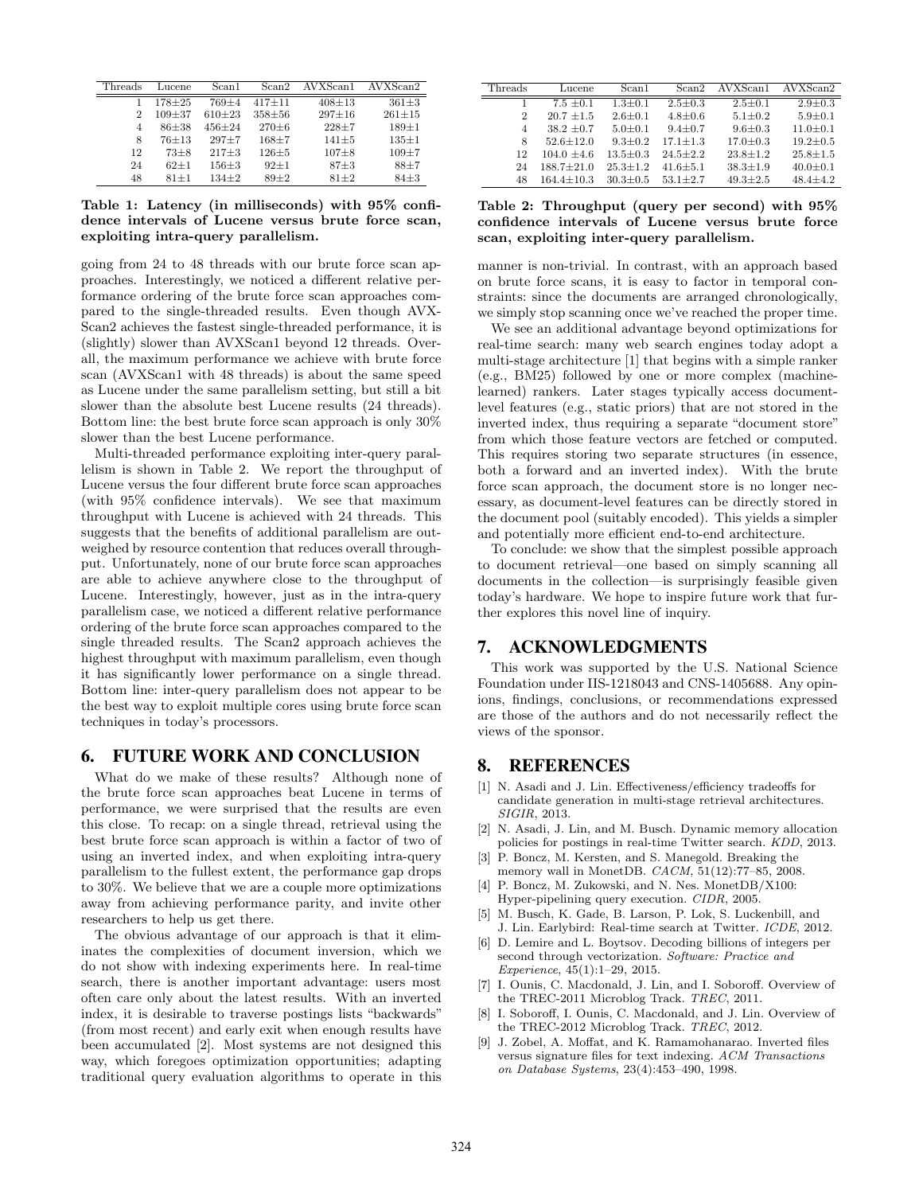| Threads | Lucene | Scan1 | Scan2 | AVXScan1 | AVXScan2 |
|---|---|---|---|---|---|
| 1 | 178±25 | 769±4 | 417±11 | 408±13 | 361±3 |
| 2 | 109±37 | 610±23 | 358±56 | 297±16 | 261±15 |
| 4 | 86±38 | 456±24 | 270±6 | 228±7 | 189±1 |
| 8 | 76±13 | 297±7 | 168±7 | 141±5 | 135±1 |
| 12 | 73±8 | 217±3 | 126±5 | 107±8 | 109±7 |
| 24 | 62±1 | 156±3 | 92±1 | 87±3 | 88±7 |
| 48 | 81±1 | 134±2 | 89±2 | 81±2 | 84±3 |

**Table 1: Latency (in milliseconds) with 95% confidence intervals of Lucene versus brute force scan, exploiting intra-query parallelism.**

going from 24 to 48 threads with our brute force scan approaches. Interestingly, we noticed a different relative performance ordering of the brute force scan approaches compared to the single-threaded results. Even though AVXScan2 achieves the fastest single-threaded performance, it is (slightly) slower than AVXScan1 beyond 12 threads. Overall, the maximum performance we achieve with brute force scan (AVXScan1 with 48 threads) is about the same speed as Lucene under the same parallelism setting, but still a bit slower than the absolute best Lucene results (24 threads). Bottom line: the best brute force scan approach is only 30% slower than the best Lucene performance.

Multi-threaded performance exploiting inter-query parallelism is shown in Table 2. We report the throughput of Lucene versus the four different brute force scan approaches (with 95% confidence intervals). We see that maximum throughput with Lucene is achieved with 24 threads. This suggests that the benefits of additional parallelism are outweighed by resource contention that reduces overall throughput. Unfortunately, none of our brute force scan approaches are able to achieve anywhere close to the throughput of Lucene. Interestingly, however, just as in the intra-query parallelism case, we noticed a different relative performance ordering of the brute force scan approaches compared to the single threaded results. The Scan2 approach achieves the highest throughput with maximum parallelism, even though it has significantly lower performance on a single thread. Bottom line: inter-query parallelism does not appear to be the best way to exploit multiple cores using brute force scan techniques in today's processors.

## 6. FUTURE WORK AND CONCLUSION

What do we make of these results? Although none of the brute force scan approaches beat Lucene in terms of performance, we were surprised that the results are even this close. To recap: on a single thread, retrieval using the best brute force scan approach is within a factor of two of using an inverted index, and when exploiting intra-query parallelism to the fullest extent, the performance gap drops to 30%. We believe that we are a couple more optimizations away from achieving performance parity, and invite other researchers to help us get there.

The obvious advantage of our approach is that it eliminates the complexities of document inversion, which we do not show with indexing experiments here. In real-time search, there is another important advantage: users most often care only about the latest results. With an inverted index, it is desirable to traverse postings lists "backwards" (from most recent) and early exit when enough results have been accumulated [2]. Most systems are not designed this way, which foregoes optimization opportunities; adapting traditional query evaluation algorithms to operate in this

| Threads | Lucene | Scan1 | Scan2 | AVXScan1 | AVXScan2 |
|---|---|---|---|---|---|
| 1 | 7.5 ±0.1 | 1.3±0.1 | 2.5±0.3 | 2.5±0.1 | 2.9±0.3 |
| 2 | 20.7 ±1.5 | 2.6±0.1 | 4.8±0.6 | 5.1±0.2 | 5.9±0.1 |
| 4 | 38.2 ±0.7 | 5.0±0.1 | 9.4±0.7 | 9.6±0.3 | 11.0±0.1 |
| 8 | 52.6±12.0 | 9.3±0.2 | 17.1±1.3 | 17.0±0.3 | 19.2±0.5 |
| 12 | 104.0 ±4.6 | 13.5±0.3 | 24.5±2.2 | 23.8±1.2 | 25.8±1.5 |
| 24 | 188.7±21.0 | 25.3±1.2 | 41.6±5.1 | 38.3±1.9 | 40.0±0.1 |
| 48 | 164.4±10.3 | 30.3±0.5 | 53.1±2.7 | 49.3±2.5 | 48.4±4.2 |

**Table 2: Throughput (query per second) with 95% confidence intervals of Lucene versus brute force scan, exploiting inter-query parallelism.**

manner is non-trivial. In contrast, with an approach based on brute force scans, it is easy to factor in temporal constraints: since the documents are arranged chronologically, we simply stop scanning once we've reached the proper time.

We see an additional advantage beyond optimizations for real-time search: many web search engines today adopt a multi-stage architecture [1] that begins with a simple ranker (e.g., BM25) followed by one or more complex (machine-learned) rankers. Later stages typically access document-level features (e.g., static priors) that are not stored in the inverted index, thus requiring a separate "document store" from which those feature vectors are fetched or computed. This requires storing two separate structures (in essence, both a forward and an inverted index). With the brute force scan approach, the document store is no longer necessary, as document-level features can be directly stored in the document pool (suitably encoded). This yields a simpler and potentially more efficient end-to-end architecture.

To conclude: we show that the simplest possible approach to document retrieval—one based on simply scanning all documents in the collection—is surprisingly feasible given today's hardware. We hope to inspire future work that further explores this novel line of inquiry.

## 7. ACKNOWLEDGMENTS

This work was supported by the U.S. National Science Foundation under IIS-1218043 and CNS-1405688. Any opinions, findings, conclusions, or recommendations expressed are those of the authors and do not necessarily reflect the views of the sponsor.

## 8. REFERENCES

[1] N. Asadi and J. Lin. Effectiveness/efficiency tradeoffs for candidate generation in multi-stage retrieval architectures. *SIGIR*, 2013.

[2] N. Asadi, J. Lin, and M. Busch. Dynamic memory allocation policies for postings in real-time Twitter search. *KDD*, 2013.

[3] P. Boncz, M. Kersten, and S. Manegold. Breaking the memory wall in MonetDB. *CACM*, 51(12):77–85, 2008.

[4] P. Boncz, M. Zukowski, and N. Nes. MonetDB/X100: Hyper-pipelining query execution. *CIDR*, 2005.

[5] M. Busch, K. Gade, B. Larson, P. Lok, S. Luckenbill, and J. Lin. Earlybird: Real-time search at Twitter. *ICDE*, 2012.

[6] D. Lemire and L. Boytsov. Decoding billions of integers per second through vectorization. *Software: Practice and Experience*, 45(1):1–29, 2015.

[7] I. Ounis, C. Macdonald, J. Lin, and I. Soboroff. Overview of the TREC-2011 Microblog Track. *TREC*, 2011.

[8] I. Soboroff, I. Ounis, C. Macdonald, and J. Lin. Overview of the TREC-2012 Microblog Track. *TREC*, 2012.

[9] J. Zobel, A. Moffat, and K. Ramamohanarao. Inverted files versus signature files for text indexing. *ACM Transactions on Database Systems*, 23(4):453–490, 1998.